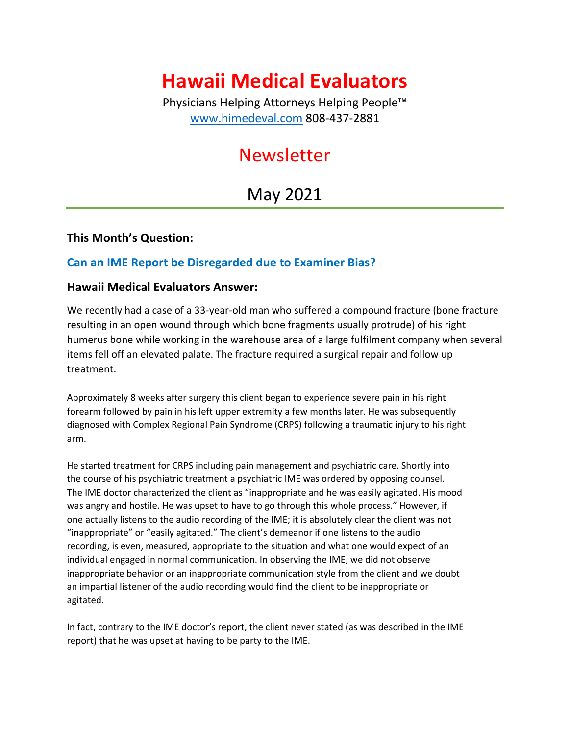# Hawaii Medical Evaluators

Physicians Helping Attorneys Helping People™
www.himedeval.com 808-437-2881

## Newsletter

## May 2021

---

### This Month's Question:

### Can an IME Report be Disregarded due to Examiner Bias?

### Hawaii Medical Evaluators Answer:

We recently had a case of a 33-year-old man who suffered a compound fracture (bone fracture resulting in an open wound through which bone fragments usually protrude) of his right humerus bone while working in the warehouse area of a large fulfilment company when several items fell off an elevated palate. The fracture required a surgical repair and follow up treatment.

Approximately 8 weeks after surgery this client began to experience severe pain in his right forearm followed by pain in his left upper extremity a few months later. He was subsequently diagnosed with Complex Regional Pain Syndrome (CRPS) following a traumatic injury to his right arm.

He started treatment for CRPS including pain management and psychiatric care. Shortly into the course of his psychiatric treatment a psychiatric IME was ordered by opposing counsel. The IME doctor characterized the client as "inappropriate and he was easily agitated. His mood was angry and hostile. He was upset to have to go through this whole process." However, if one actually listens to the audio recording of the IME; it is absolutely clear the client was not "inappropriate" or "easily agitated." The client's demeanor if one listens to the audio recording, is even, measured, appropriate to the situation and what one would expect of an individual engaged in normal communication. In observing the IME, we did not observe inappropriate behavior or an inappropriate communication style from the client and we doubt an impartial listener of the audio recording would find the client to be inappropriate or agitated.

In fact, contrary to the IME doctor's report, the client never stated (as was described in the IME report) that he was upset at having to be party to the IME.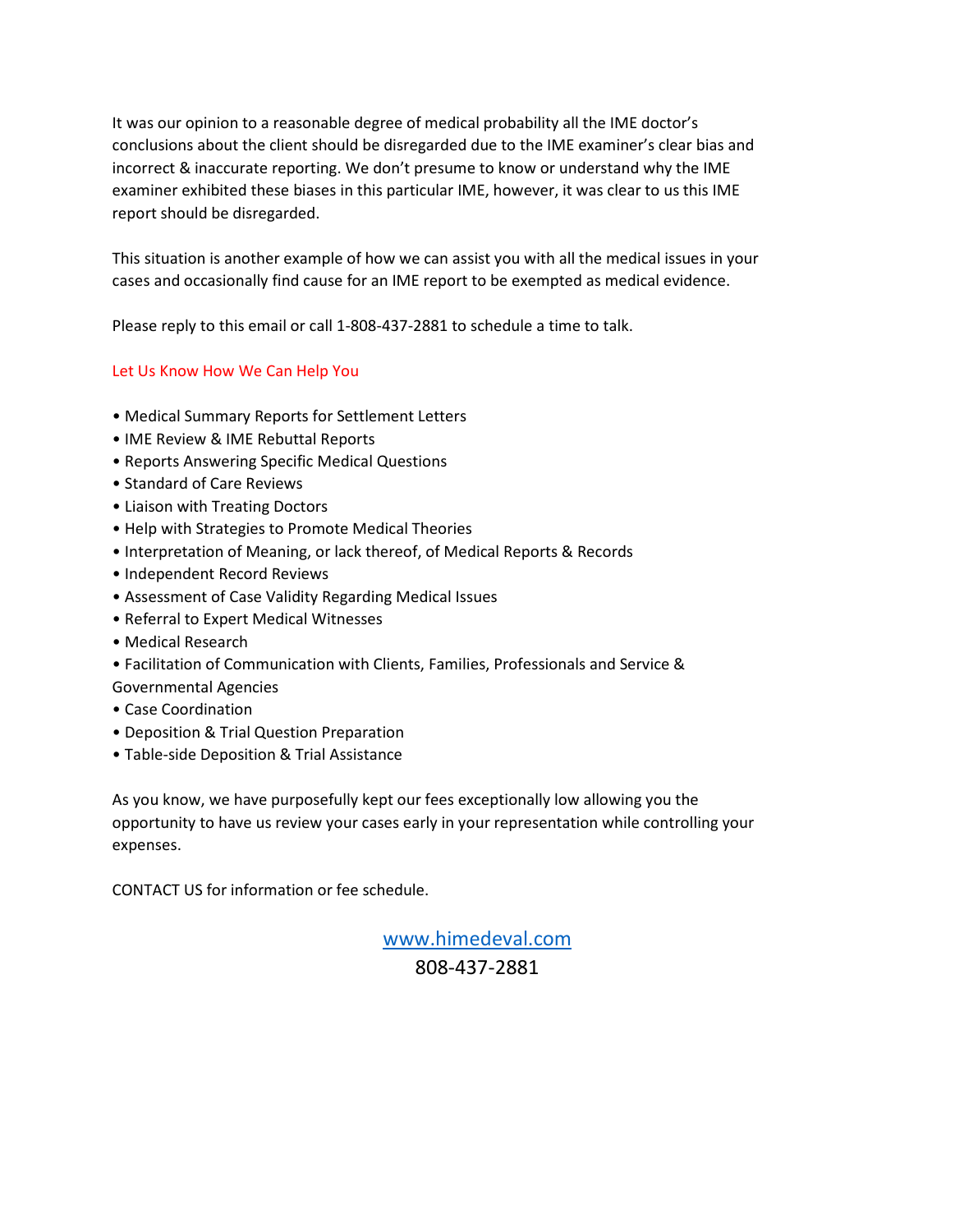It was our opinion to a reasonable degree of medical probability all the IME doctor's conclusions about the client should be disregarded due to the IME examiner's clear bias and incorrect & inaccurate reporting. We don't presume to know or understand why the IME examiner exhibited these biases in this particular IME, however, it was clear to us this IME report should be disregarded.

This situation is another example of how we can assist you with all the medical issues in your cases and occasionally find cause for an IME report to be exempted as medical evidence.

Please reply to this email or call 1-808-437-2881 to schedule a time to talk.

Let Us Know How We Can Help You

- Medical Summary Reports for Settlement Letters
- IME Review & IME Rebuttal Reports
- Reports Answering Specific Medical Questions
- Standard of Care Reviews
- Liaison with Treating Doctors
- Help with Strategies to Promote Medical Theories
- Interpretation of Meaning, or lack thereof, of Medical Reports & Records
- Independent Record Reviews
- Assessment of Case Validity Regarding Medical Issues
- Referral to Expert Medical Witnesses
- Medical Research
- Facilitation of Communication with Clients, Families, Professionals and Service & Governmental Agencies
- Case Coordination
- Deposition & Trial Question Preparation
- Table-side Deposition & Trial Assistance

As you know, we have purposefully kept our fees exceptionally low allowing you the opportunity to have us review your cases early in your representation while controlling your expenses.

CONTACT US for information or fee schedule.

www.himedeval.com

808-437-2881